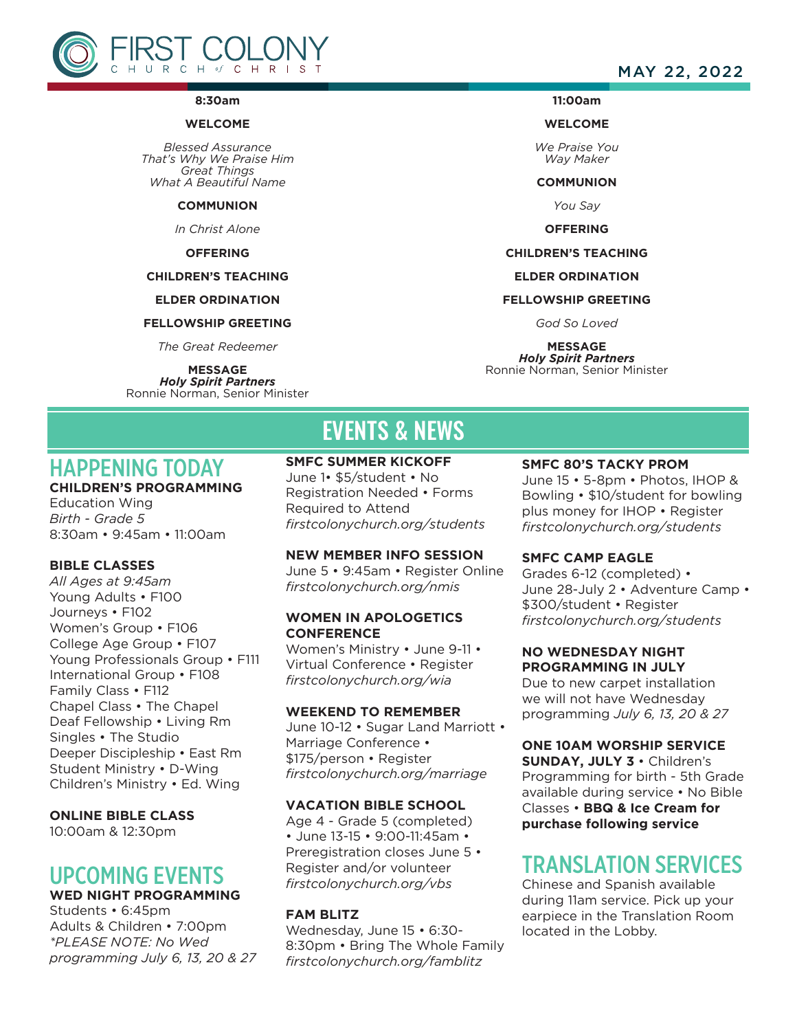# FIRST COLONY CHURCH of CHRIST

MAY 22, 2022

**8:30am**

**WELCOME**

*Blessed Assurance*
*That's Why We Praise Him*
*Great Things*
*What A Beautiful Name*

**COMMUNION**

*In Christ Alone*

**OFFERING**

**CHILDREN'S TEACHING**

**ELDER ORDINATION**

**FELLOWSHIP GREETING**

*The Great Redeemer*

**MESSAGE**
***Holy Spirit Partners***
Ronnie Norman, Senior Minister

**11:00am**

**WELCOME**

*We Praise You*
*Way Maker*

**COMMUNION**

*You Say*

**OFFERING**

**CHILDREN'S TEACHING**

**ELDER ORDINATION**

**FELLOWSHIP GREETING**

*God So Loved*

**MESSAGE**
***Holy Spirit Partners***
Ronnie Norman, Senior Minister

# EVENTS & NEWS

## HAPPENING TODAY

**CHILDREN'S PROGRAMMING**
Education Wing
*Birth - Grade 5*
8:30am • 9:45am • 11:00am

**BIBLE CLASSES**
*All Ages at 9:45am*
Young Adults • F100
Journeys • F102
Women's Group • F106
College Age Group • F107
Young Professionals Group • F111
International Group • F108
Family Class • F112
Chapel Class • The Chapel
Deaf Fellowship • Living Rm
Singles • The Studio
Deeper Discipleship • East Rm
Student Ministry • D-Wing
Children's Ministry • Ed. Wing

**ONLINE BIBLE CLASS**
10:00am & 12:30pm

## UPCOMING EVENTS

**WED NIGHT PROGRAMMING**
Students • 6:45pm
Adults & Children • 7:00pm
*\*PLEASE NOTE: No Wed programming July 6, 13, 20 & 27*

**SMFC SUMMER KICKOFF**
June 1• $5/student • No Registration Needed • Forms Required to Attend
*firstcolonychurch.org/students*

**NEW MEMBER INFO SESSION**
June 5 • 9:45am • Register Online
*firstcolonychurch.org/nmis*

**WOMEN IN APOLOGETICS CONFERENCE**
Women's Ministry • June 9-11 • Virtual Conference • Register
*firstcolonychurch.org/wia*

**WEEKEND TO REMEMBER**
June 10-12 • Sugar Land Marriott • Marriage Conference • $175/person • Register
*firstcolonychurch.org/marriage*

**VACATION BIBLE SCHOOL**
Age 4 - Grade 5 (completed) • June 13-15 • 9:00-11:45am • Preregistration closes June 5 • Register and/or volunteer
*firstcolonychurch.org/vbs*

**FAM BLITZ**
Wednesday, June 15 • 6:30-8:30pm • Bring The Whole Family
*firstcolonychurch.org/famblitz*

**SMFC 80'S TACKY PROM**
June 15 • 5-8pm • Photos, IHOP & Bowling • $10/student for bowling plus money for IHOP • Register
*firstcolonychurch.org/students*

**SMFC CAMP EAGLE**
Grades 6-12 (completed) • June 28-July 2 • Adventure Camp • $300/student • Register
*firstcolonychurch.org/students*

**NO WEDNESDAY NIGHT PROGRAMMING IN JULY**
Due to new carpet installation we will not have Wednesday programming *July 6, 13, 20 & 27*

**ONE 10AM WORSHIP SERVICE SUNDAY, JULY 3** • Children's Programming for birth - 5th Grade available during service • No Bible Classes • **BBQ & Ice Cream for purchase following service**

## TRANSLATION SERVICES

Chinese and Spanish available during 11am service. Pick up your earpiece in the Translation Room located in the Lobby.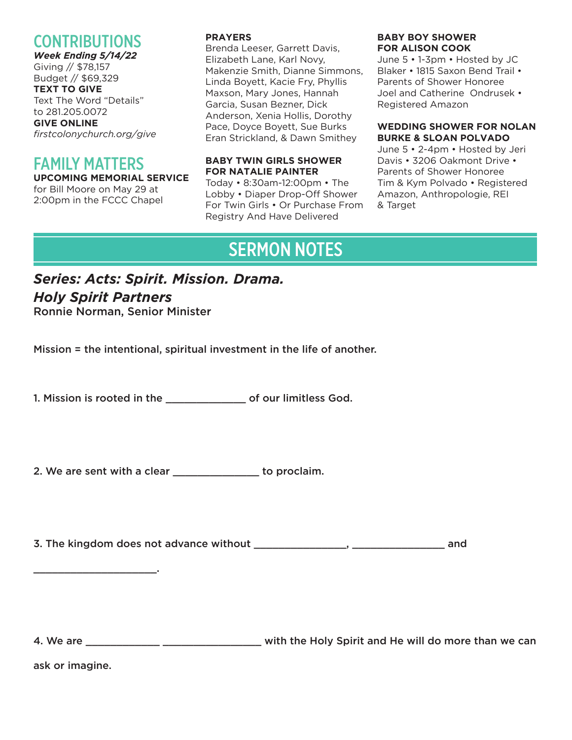## CONTRIBUTIONS

***Week Ending 5/14/22***

Giving // $78,157

Budget // $69,329

**TEXT TO GIVE**

Text The Word "Details" to 281.205.0072

**GIVE ONLINE**

*firstcolonychurch.org/give*

## FAMILY MATTERS

**UPCOMING MEMORIAL SERVICE**

for Bill Moore on May 29 at 2:00pm in the FCCC Chapel

**PRAYERS**

Brenda Leeser, Garrett Davis, Elizabeth Lane, Karl Novy, Makenzie Smith, Dianne Simmons, Linda Boyett, Kacie Fry, Phyllis Maxson, Mary Jones, Hannah Garcia, Susan Bezner, Dick Anderson, Xenia Hollis, Dorothy Pace, Doyce Boyett, Sue Burks Eran Strickland, & Dawn Smithey

**BABY TWIN GIRLS SHOWER FOR NATALIE PAINTER**

Today • 8:30am-12:00pm • The Lobby • Diaper Drop-Off Shower For Twin Girls • Or Purchase From Registry And Have Delivered

**BABY BOY SHOWER FOR ALISON COOK**

June 5 • 1-3pm • Hosted by JC Blaker • 1815 Saxon Bend Trail • Parents of Shower Honoree Joel and Catherine Ondrusek • Registered Amazon

**WEDDING SHOWER FOR NOLAN BURKE & SLOAN POLVADO**

June 5 • 2-4pm • Hosted by Jeri Davis • 3206 Oakmont Drive • Parents of Shower Honoree Tim & Kym Polvado • Registered Amazon, Anthropologie, REI & Target

## SERMON NOTES

### *Series: Acts: Spirit. Mission. Drama.*

### *Holy Spirit Partners*

Ronnie Norman, Senior Minister

Mission = the intentional, spiritual investment in the life of another.

1. Mission is rooted in the _____________ of our limitless God.

2. We are sent with a clear ______________ to proclaim.

3. The kingdom does not advance without _______________, _______________ and _____________________.

4. We are ____________ ________________ with the Holy Spirit and He will do more than we can ask or imagine.